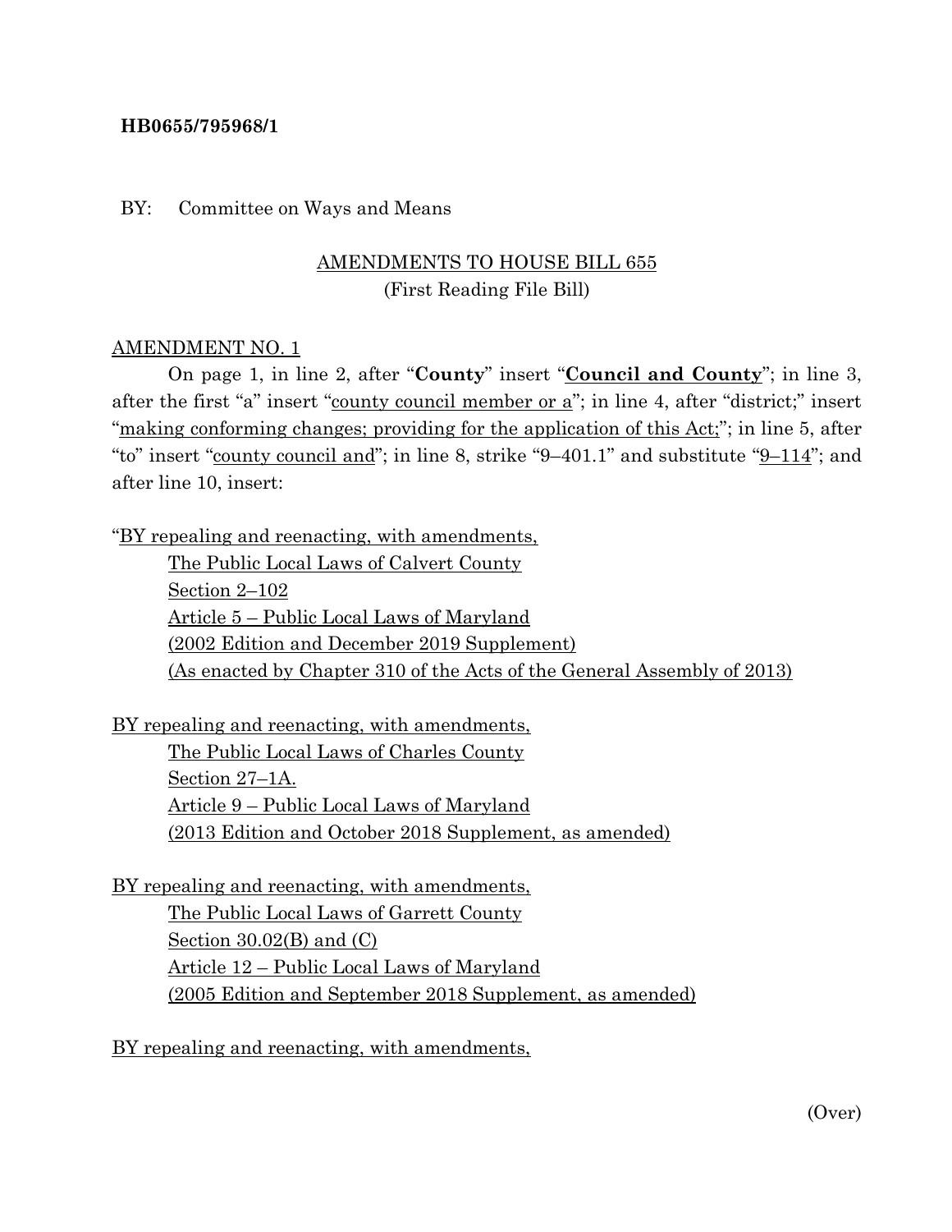**HB0655/795968/1**

BY: Committee on Ways and Means

AMENDMENTS TO HOUSE BILL 655
(First Reading File Bill)

AMENDMENT NO. 1

On page 1, in line 2, after "**County**" insert "**Council and County**"; in line 3, after the first "a" insert "county council member or a"; in line 4, after "district;" insert "making conforming changes; providing for the application of this Act;"; in line 5, after "to" insert "county council and"; in line 8, strike "9–401.1" and substitute "9–114"; and after line 10, insert:

"BY repealing and reenacting, with amendments,
The Public Local Laws of Calvert County
Section 2–102
Article 5 – Public Local Laws of Maryland
(2002 Edition and December 2019 Supplement)
(As enacted by Chapter 310 of the Acts of the General Assembly of 2013)

BY repealing and reenacting, with amendments,
The Public Local Laws of Charles County
Section 27–1A.
Article 9 – Public Local Laws of Maryland
(2013 Edition and October 2018 Supplement, as amended)

BY repealing and reenacting, with amendments,
The Public Local Laws of Garrett County
Section 30.02(B) and (C)
Article 12 – Public Local Laws of Maryland
(2005 Edition and September 2018 Supplement, as amended)

BY repealing and reenacting, with amendments,

(Over)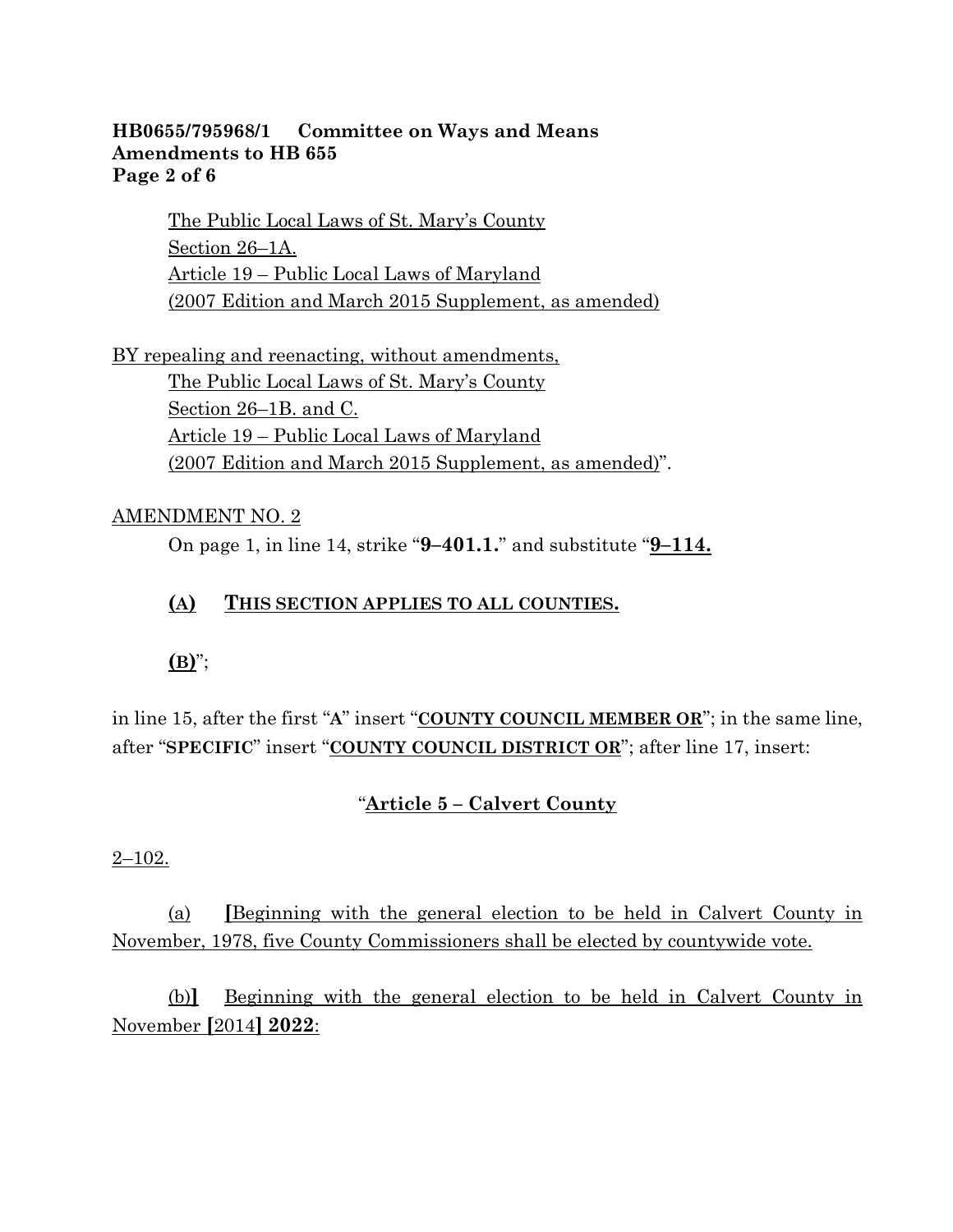The Public Local Laws of St. Mary's County
Section 26–1A.
Article 19 – Public Local Laws of Maryland
(2007 Edition and March 2015 Supplement, as amended)

BY repealing and reenacting, without amendments,
The Public Local Laws of St. Mary's County
Section 26–1B. and C.
Article 19 – Public Local Laws of Maryland
(2007 Edition and March 2015 Supplement, as amended)".

AMENDMENT NO. 2

On page 1, in line 14, strike "**9–401.1.**" and substitute "**9–114.**

**(A) THIS SECTION APPLIES TO ALL COUNTIES.**

**(B)**";

in line 15, after the first "**A**" insert "**COUNTY COUNCIL MEMBER OR**"; in the same line, after "**SPECIFIC**" insert "**COUNTY COUNCIL DISTRICT OR**"; after line 17, insert:

"**Article 5 – Calvert County**

2–102.

(a) **[**Beginning with the general election to be held in Calvert County in November, 1978, five County Commissioners shall be elected by countywide vote.

(b)**]** Beginning with the general election to be held in Calvert County in November **[**2014**]** **2022**: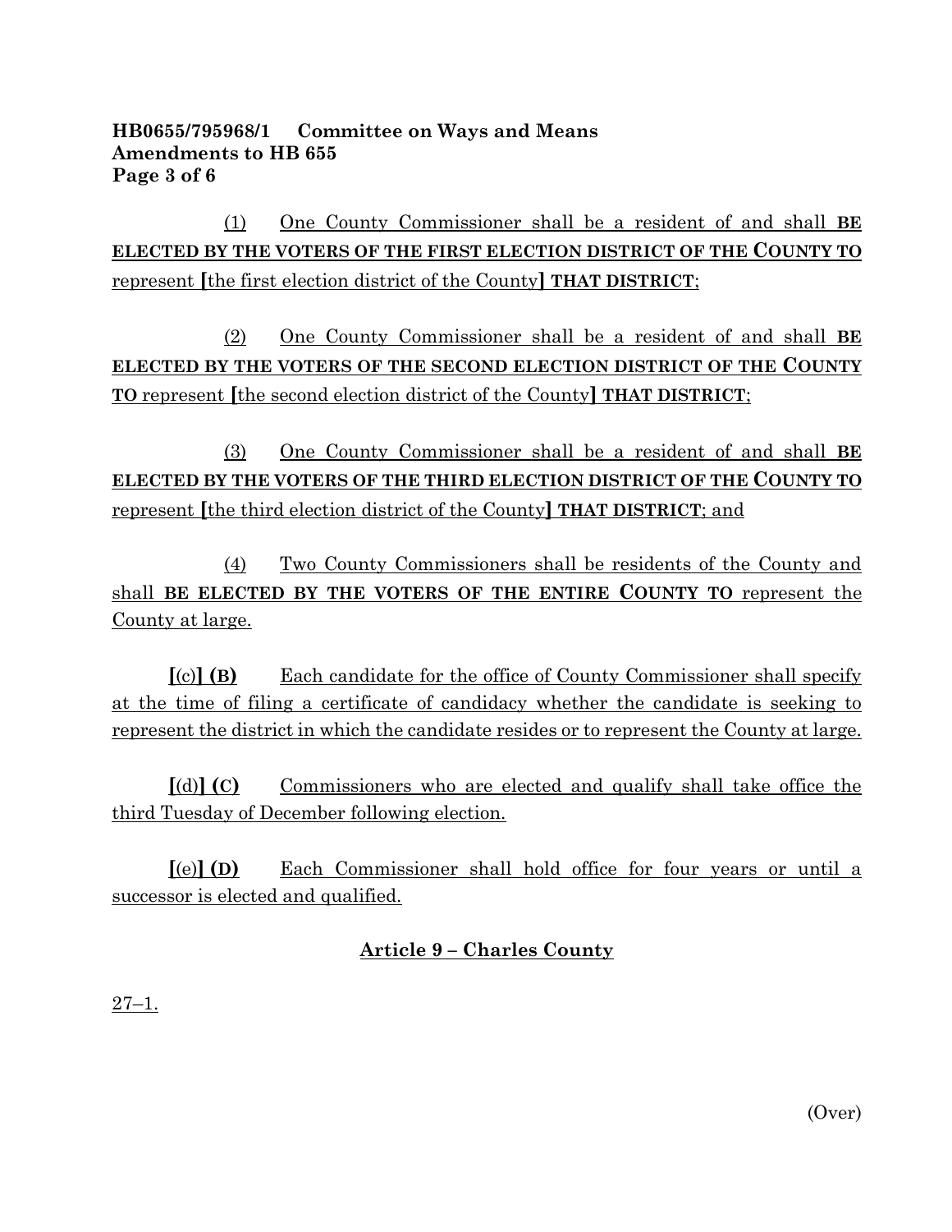**HB0655/795968/1 Committee on Ways and Means**
**Amendments to HB 655**
**Page 3 of 6**

(1) One County Commissioner shall be a resident of and shall **BE ELECTED BY THE VOTERS OF THE FIRST ELECTION DISTRICT OF THE COUNTY TO** represent **[**the first election district of the County**] THAT DISTRICT**;

(2) One County Commissioner shall be a resident of and shall **BE ELECTED BY THE VOTERS OF THE SECOND ELECTION DISTRICT OF THE COUNTY TO** represent **[**the second election district of the County**] THAT DISTRICT**;

(3) One County Commissioner shall be a resident of and shall **BE ELECTED BY THE VOTERS OF THE THIRD ELECTION DISTRICT OF THE COUNTY TO** represent **[**the third election district of the County**] THAT DISTRICT**; and

(4) Two County Commissioners shall be residents of the County and shall **BE ELECTED BY THE VOTERS OF THE ENTIRE COUNTY TO** represent the County at large.

**[**(c)**] (B)** Each candidate for the office of County Commissioner shall specify at the time of filing a certificate of candidacy whether the candidate is seeking to represent the district in which the candidate resides or to represent the County at large.

**[**(d)**] (C)** Commissioners who are elected and qualify shall take office the third Tuesday of December following election.

**[**(e)**] (D)** Each Commissioner shall hold office for four years or until a successor is elected and qualified.

## Article 9 – Charles County

27–1.

(Over)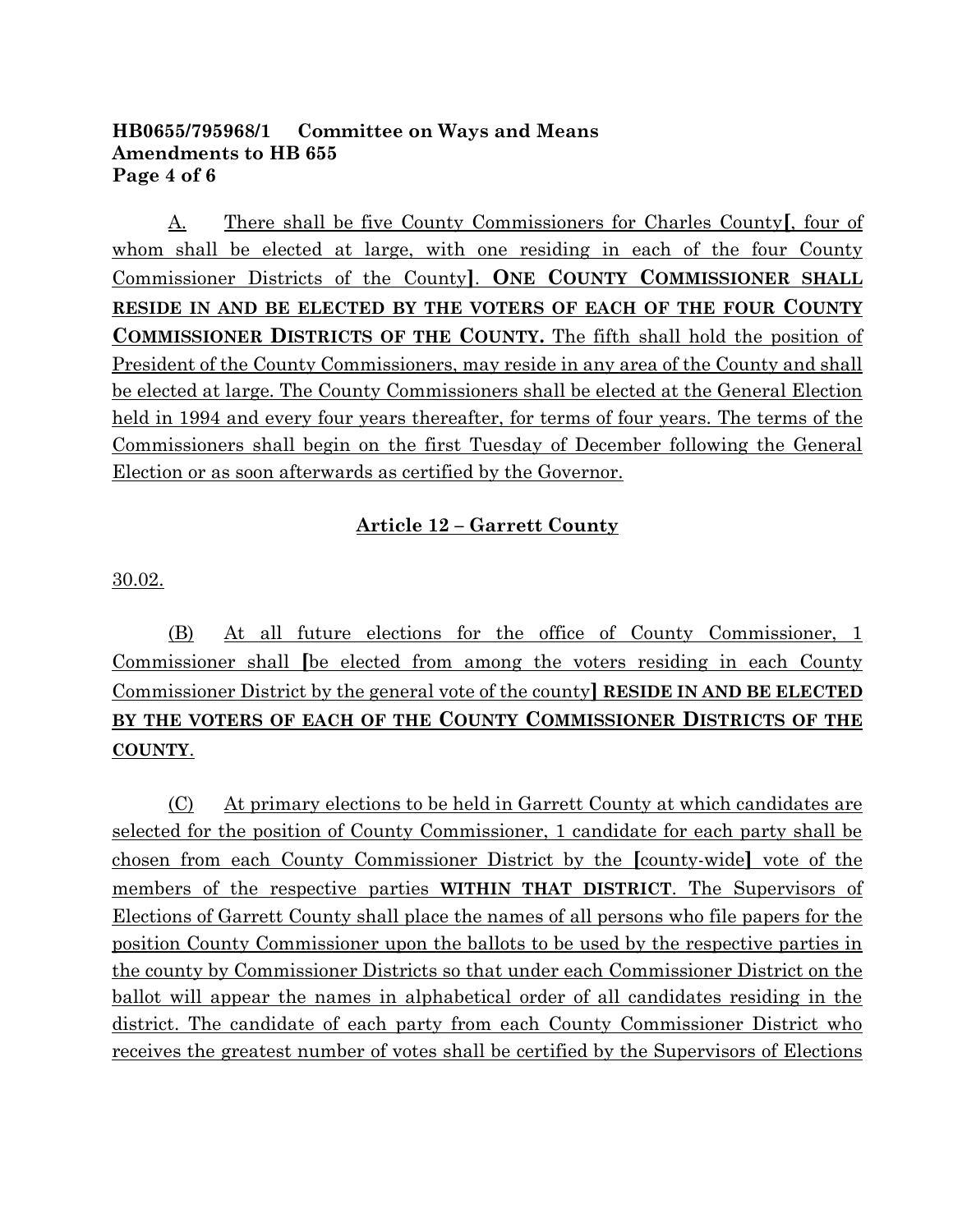A. There shall be five County Commissioners for Charles County[, four of whom shall be elected at large, with one residing in each of the four County Commissioner Districts of the County]. **ONE COUNTY COMMISSIONER SHALL RESIDE IN AND BE ELECTED BY THE VOTERS OF EACH OF THE FOUR COUNTY COMMISSIONER DISTRICTS OF THE COUNTY.** The fifth shall hold the position of President of the County Commissioners, may reside in any area of the County and shall be elected at large. The County Commissioners shall be elected at the General Election held in 1994 and every four years thereafter, for terms of four years. The terms of the Commissioners shall begin on the first Tuesday of December following the General Election or as soon afterwards as certified by the Governor.

## Article 12 – Garrett County

30.02.

(B) At all future elections for the office of County Commissioner, 1 Commissioner shall [be elected from among the voters residing in each County Commissioner District by the general vote of the county] **RESIDE IN AND BE ELECTED BY THE VOTERS OF EACH OF THE COUNTY COMMISSIONER DISTRICTS OF THE COUNTY**.

(C) At primary elections to be held in Garrett County at which candidates are selected for the position of County Commissioner, 1 candidate for each party shall be chosen from each County Commissioner District by the [county-wide] vote of the members of the respective parties **WITHIN THAT DISTRICT**. The Supervisors of Elections of Garrett County shall place the names of all persons who file papers for the position County Commissioner upon the ballots to be used by the respective parties in the county by Commissioner Districts so that under each Commissioner District on the ballot will appear the names in alphabetical order of all candidates residing in the district. The candidate of each party from each County Commissioner District who receives the greatest number of votes shall be certified by the Supervisors of Elections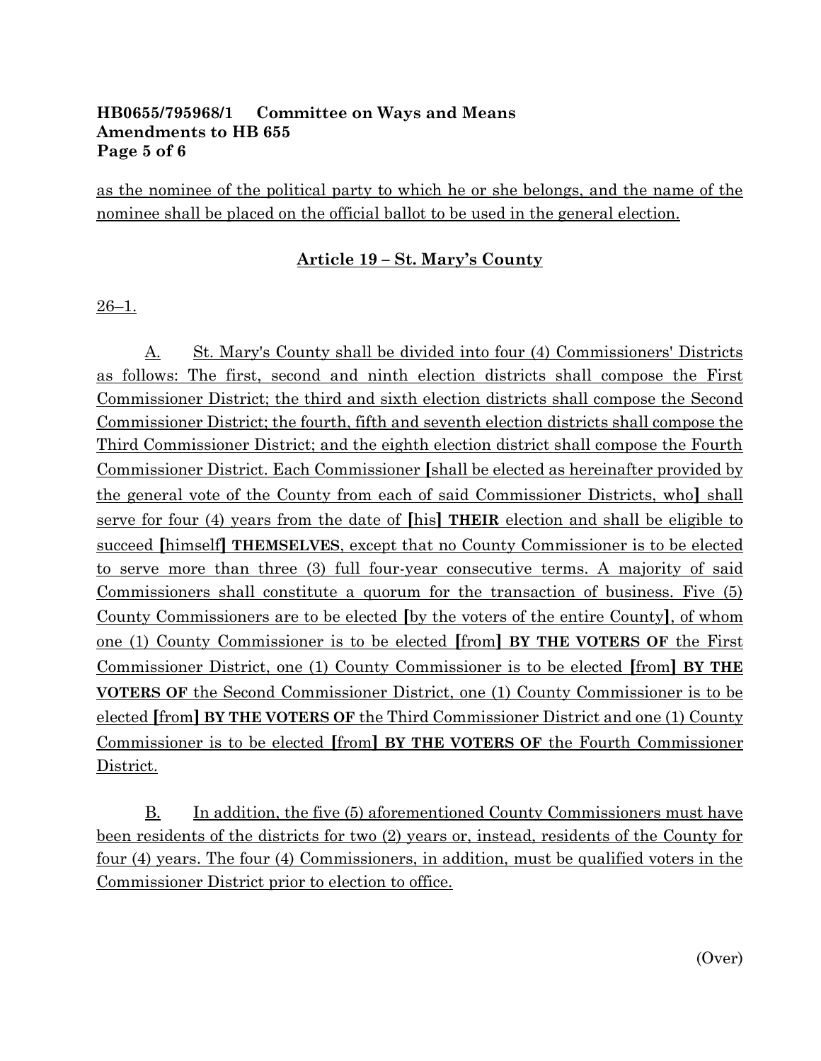as the nominee of the political party to which he or she belongs, and the name of the nominee shall be placed on the official ballot to be used in the general election.

## Article 19 – St. Mary's County

26–1.

A. St. Mary's County shall be divided into four (4) Commissioners' Districts as follows: The first, second and ninth election districts shall compose the First Commissioner District; the third and sixth election districts shall compose the Second Commissioner District; the fourth, fifth and seventh election districts shall compose the Third Commissioner District; and the eighth election district shall compose the Fourth Commissioner District. Each Commissioner [shall be elected as hereinafter provided by the general vote of the County from each of said Commissioner Districts, who] shall serve for four (4) years from the date of [his] **THEIR** election and shall be eligible to succeed [himself] **THEMSELVES**, except that no County Commissioner is to be elected to serve more than three (3) full four-year consecutive terms. A majority of said Commissioners shall constitute a quorum for the transaction of business. Five (5) County Commissioners are to be elected [by the voters of the entire County], of whom one (1) County Commissioner is to be elected [from] **BY THE VOTERS OF** the First Commissioner District, one (1) County Commissioner is to be elected [from] **BY THE VOTERS OF** the Second Commissioner District, one (1) County Commissioner is to be elected [from] **BY THE VOTERS OF** the Third Commissioner District and one (1) County Commissioner is to be elected [from] **BY THE VOTERS OF** the Fourth Commissioner District.

B. In addition, the five (5) aforementioned County Commissioners must have been residents of the districts for two (2) years or, instead, residents of the County for four (4) years. The four (4) Commissioners, in addition, must be qualified voters in the Commissioner District prior to election to office.

(Over)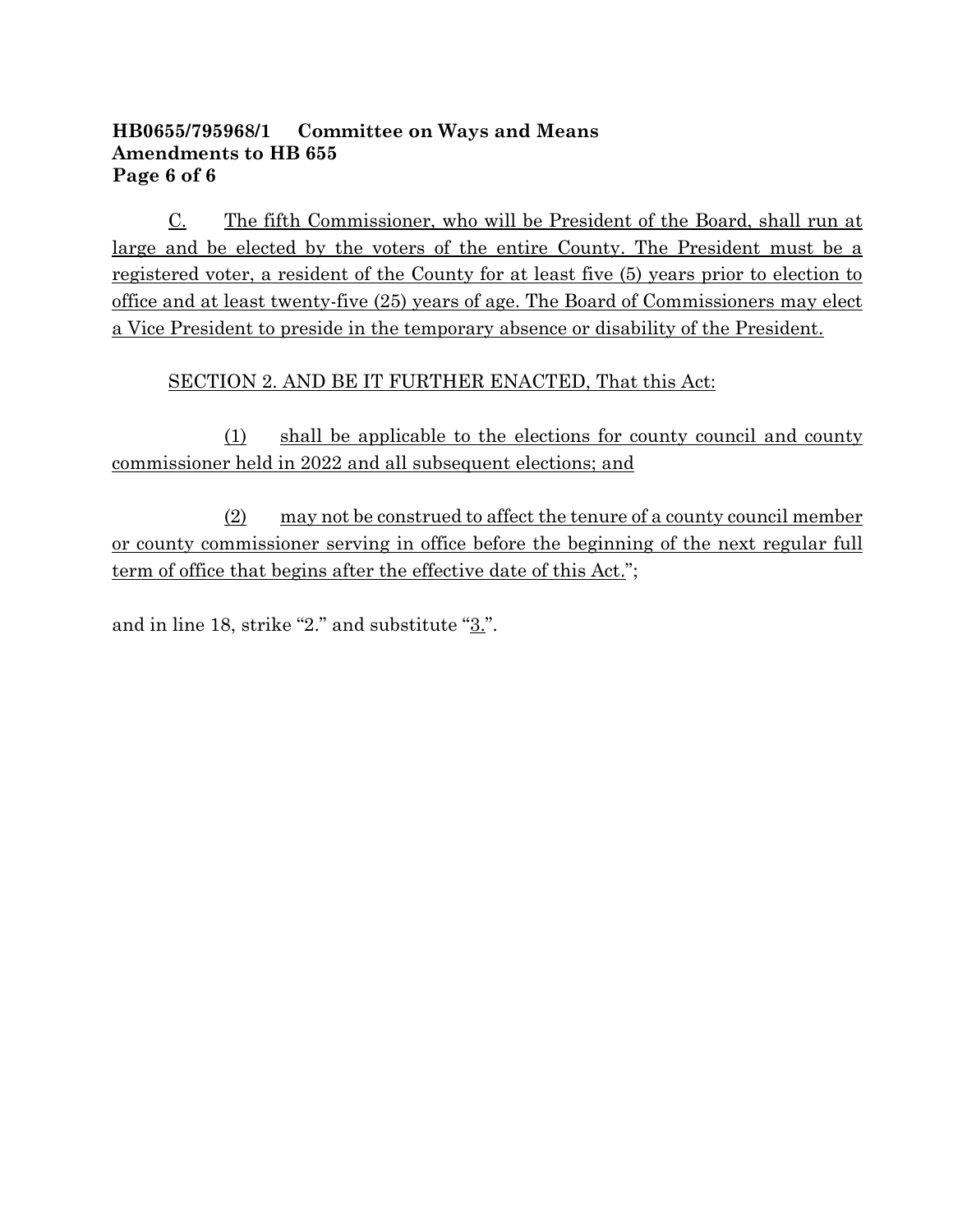C. The fifth Commissioner, who will be President of the Board, shall run at large and be elected by the voters of the entire County. The President must be a registered voter, a resident of the County for at least five (5) years prior to election to office and at least twenty-five (25) years of age. The Board of Commissioners may elect a Vice President to preside in the temporary absence or disability of the President.

SECTION 2. AND BE IT FURTHER ENACTED, That this Act:

(1) shall be applicable to the elections for county council and county commissioner held in 2022 and all subsequent elections; and

(2) may not be construed to affect the tenure of a county council member or county commissioner serving in office before the beginning of the next regular full term of office that begins after the effective date of this Act.";

and in line 18, strike "2." and substitute "3.".